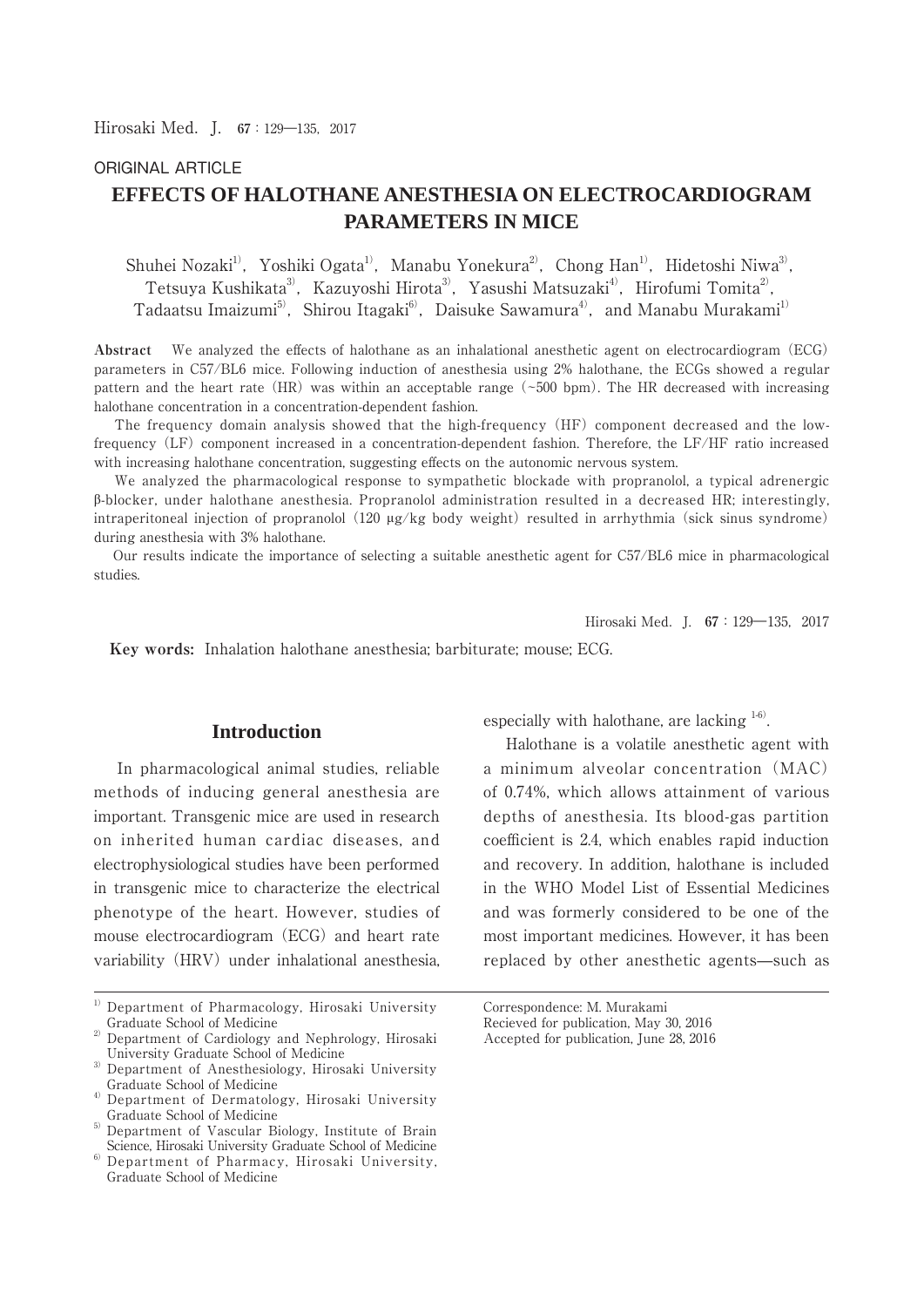ORIGINAL ARTICLE

# EFFECTS OF HALOTHANE ANESTHESIA ON ELECTROCARDIOGRAM PARAMETERS IN MICE

Shuhei Nozaki[1], Yoshiki Ogata[1], Manabu Yonekura[2], Chong Han[1], Hidetoshi Niwa[3], Tetsuya Kushikata[3], Kazuyoshi Hirota[3], Yasushi Matsuzaki[4], Hirofumi Tomita[2], Tadaatsu Imaizumi[5], Shirou Itagaki[6], Daisuke Sawamura[4], and Manabu Murakami[1]

**Abstract** We analyzed the effects of halothane as an inhalational anesthetic agent on electrocardiogram (ECG) parameters in C57/BL6 mice. Following induction of anesthesia using 2% halothane, the ECGs showed a regular pattern and the heart rate (HR) was within an acceptable range (~500 bpm). The HR decreased with increasing halothane concentration in a concentration-dependent fashion.

The frequency domain analysis showed that the high-frequency (HF) component decreased and the low-frequency (LF) component increased in a concentration-dependent fashion. Therefore, the LF/HF ratio increased with increasing halothane concentration, suggesting effects on the autonomic nervous system.

We analyzed the pharmacological response to sympathetic blockade with propranolol, a typical adrenergic β-blocker, under halothane anesthesia. Propranolol administration resulted in a decreased HR; interestingly, intraperitoneal injection of propranolol (120 μg/kg body weight) resulted in arrhythmia (sick sinus syndrome) during anesthesia with 3% halothane.

Our results indicate the importance of selecting a suitable anesthetic agent for C57/BL6 mice in pharmacological studies.

**Key words:** Inhalation halothane anesthesia; barbiturate; mouse; ECG.

## Introduction

In pharmacological animal studies, reliable methods of inducing general anesthesia are important. Transgenic mice are used in research on inherited human cardiac diseases, and electrophysiological studies have been performed in transgenic mice to characterize the electrical phenotype of the heart. However, studies of mouse electrocardiogram (ECG) and heart rate variability (HRV) under inhalational anesthesia, especially with halothane, are lacking [1-6].

Halothane is a volatile anesthetic agent with a minimum alveolar concentration (MAC) of 0.74%, which allows attainment of various depths of anesthesia. Its blood-gas partition coefficient is 2.4, which enables rapid induction and recovery. In addition, halothane is included in the WHO Model List of Essential Medicines and was formerly considered to be one of the most important medicines. However, it has been replaced by other anesthetic agents—such as

[1] Department of Pharmacology, Hirosaki University Graduate School of Medicine
[2] Department of Cardiology and Nephrology, Hirosaki University Graduate School of Medicine
[3] Department of Anesthesiology, Hirosaki University Graduate School of Medicine
[4] Department of Dermatology, Hirosaki University Graduate School of Medicine
[5] Department of Vascular Biology, Institute of Brain Science, Hirosaki University Graduate School of Medicine
[6] Department of Pharmacy, Hirosaki University, Graduate School of Medicine

Correspondence: M. Murakami
Recieved for publication, May 30, 2016
Accepted for publication, June 28, 2016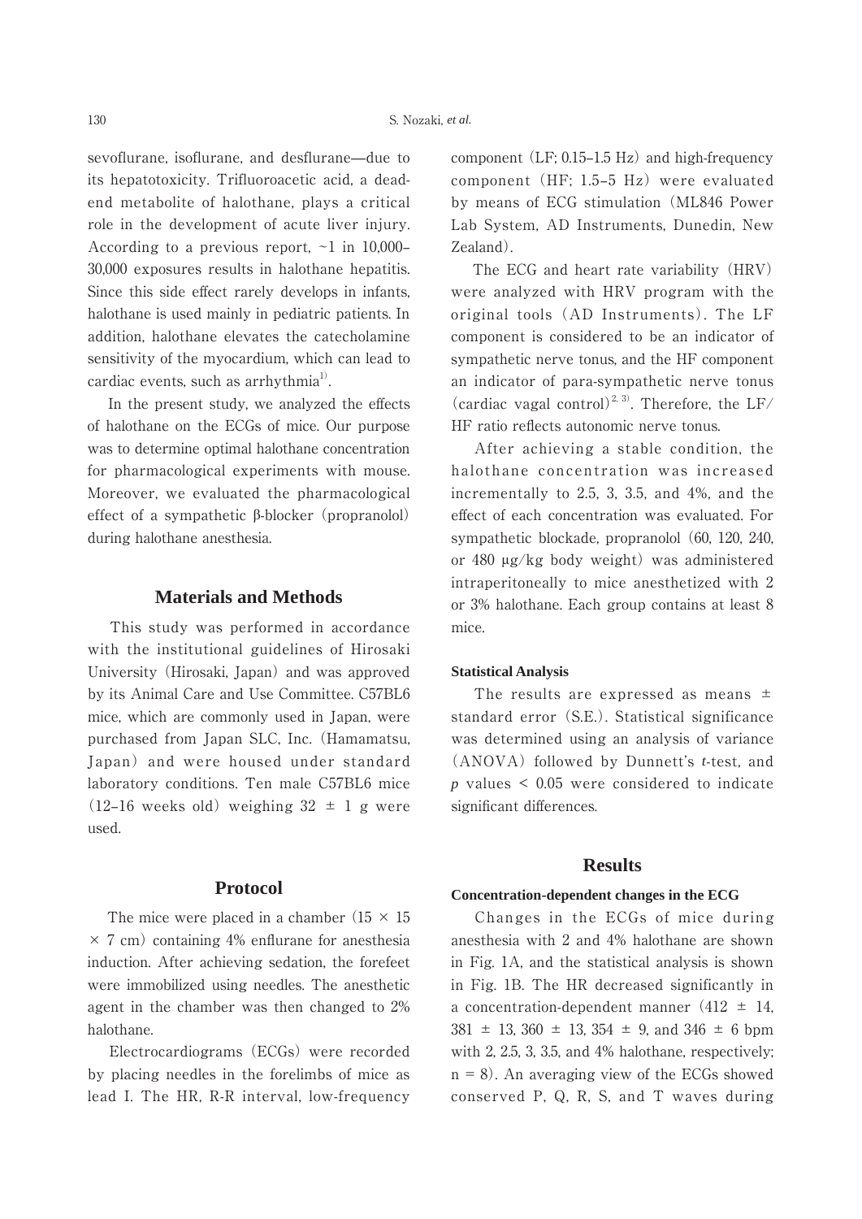sevoflurane, isoflurane, and desflurane—due to its hepatotoxicity. Trifluoroacetic acid, a dead-end metabolite of halothane, plays a critical role in the development of acute liver injury. According to a previous report, ~1 in 10,000–30,000 exposures results in halothane hepatitis. Since this side effect rarely develops in infants, halothane is used mainly in pediatric patients. In addition, halothane elevates the catecholamine sensitivity of the myocardium, which can lead to cardiac events, such as arrhythmia[1].

In the present study, we analyzed the effects of halothane on the ECGs of mice. Our purpose was to determine optimal halothane concentration for pharmacological experiments with mouse. Moreover, we evaluated the pharmacological effect of a sympathetic β-blocker (propranolol) during halothane anesthesia.

## Materials and Methods

This study was performed in accordance with the institutional guidelines of Hirosaki University (Hirosaki, Japan) and was approved by its Animal Care and Use Committee. C57BL6 mice, which are commonly used in Japan, were purchased from Japan SLC, Inc. (Hamamatsu, Japan) and were housed under standard laboratory conditions. Ten male C57BL6 mice (12–16 weeks old) weighing 32 ± 1 g were used.

## Protocol

The mice were placed in a chamber (15 × 15 × 7 cm) containing 4% enflurane for anesthesia induction. After achieving sedation, the forefeet were immobilized using needles. The anesthetic agent in the chamber was then changed to 2% halothane.

Electrocardiograms (ECGs) were recorded by placing needles in the forelimbs of mice as lead I. The HR, R-R interval, low-frequency component (LF; 0.15–1.5 Hz) and high-frequency component (HF; 1.5–5 Hz) were evaluated by means of ECG stimulation (ML846 Power Lab System, AD Instruments, Dunedin, New Zealand).

The ECG and heart rate variability (HRV) were analyzed with HRV program with the original tools (AD Instruments). The LF component is considered to be an indicator of sympathetic nerve tonus, and the HF component an indicator of para-sympathetic nerve tonus (cardiac vagal control)[2, 3]. Therefore, the LF/HF ratio reflects autonomic nerve tonus.

After achieving a stable condition, the halothane concentration was increased incrementally to 2.5, 3, 3.5, and 4%, and the effect of each concentration was evaluated. For sympathetic blockade, propranolol (60, 120, 240, or 480 μg/kg body weight) was administered intraperitoneally to mice anesthetized with 2 or 3% halothane. Each group contains at least 8 mice.

### Statistical Analysis

The results are expressed as means ± standard error (S.E.). Statistical significance was determined using an analysis of variance (ANOVA) followed by Dunnett's *t*-test, and $p$ values < 0.05 were considered to indicate significant differences.

## Results

### Concentration-dependent changes in the ECG

Changes in the ECGs of mice during anesthesia with 2 and 4% halothane are shown in Fig. 1A, and the statistical analysis is shown in Fig. 1B. The HR decreased significantly in a concentration-dependent manner (412 ± 14, 381 ± 13, 360 ± 13, 354 ± 9, and 346 ± 6 bpm with 2, 2.5, 3, 3.5, and 4% halothane, respectively; n = 8). An averaging view of the ECGs showed conserved P, Q, R, S, and T waves during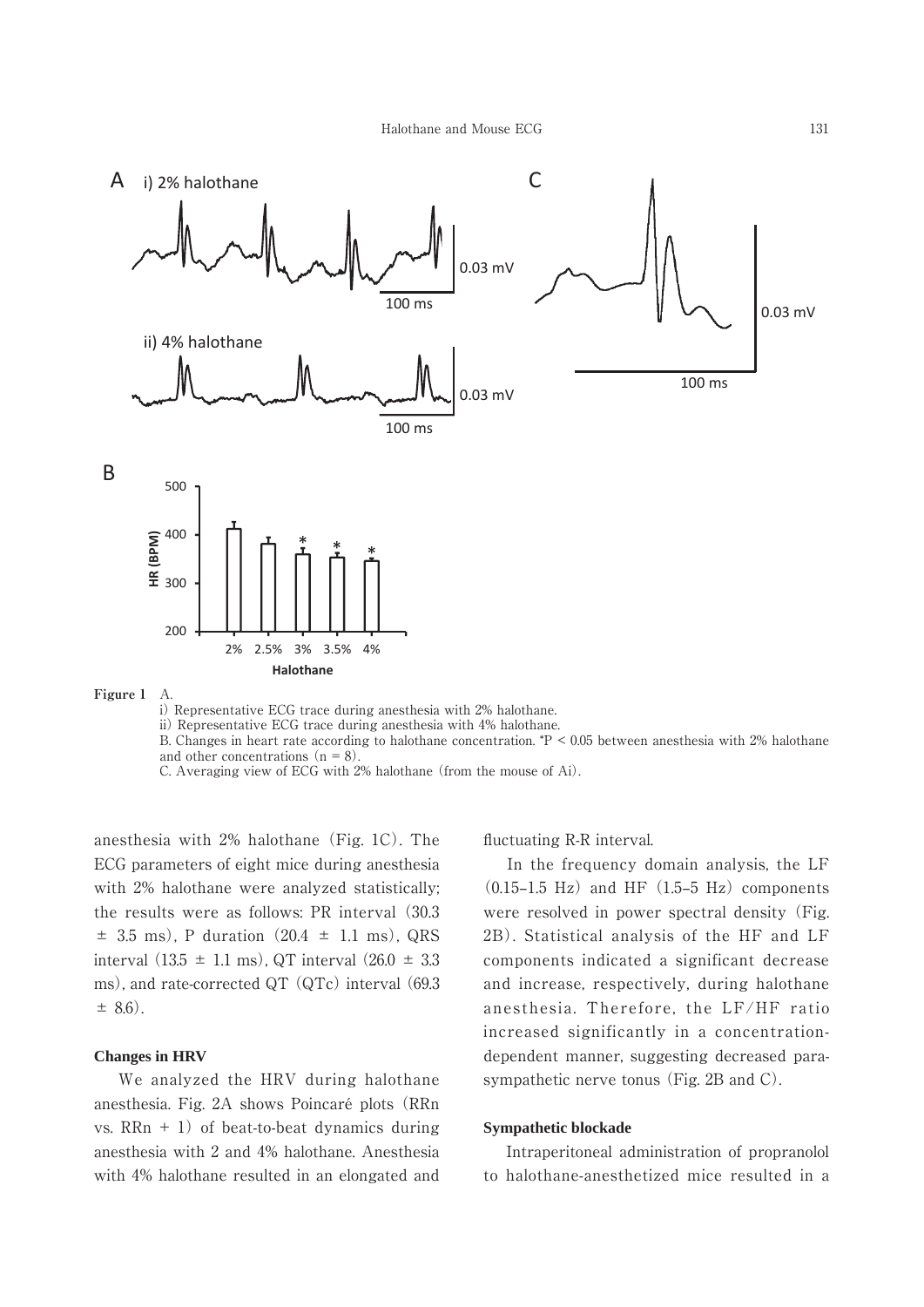Figure 1 A.
i) Representative ECG trace during anesthesia with 2% halothane.
ii) Representative ECG trace during anesthesia with 4% halothane.
B. Changes in heart rate according to halothane concentration. *P < 0.05 between anesthesia with 2% halothane and other concentrations (n = 8).
C. Averaging view of ECG with 2% halothane (from the mouse of Ai).

anesthesia with 2% halothane (Fig. 1C). The ECG parameters of eight mice during anesthesia with 2% halothane were analyzed statistically; the results were as follows: PR interval (30.3 ± 3.5 ms), P duration (20.4 ± 1.1 ms), QRS interval (13.5 ± 1.1 ms), QT interval (26.0 ± 3.3 ms), and rate-corrected QT (QTc) interval (69.3 ± 8.6).

### Changes in HRV

We analyzed the HRV during halothane anesthesia. Fig. 2A shows Poincaré plots (RRn vs. RRn + 1) of beat-to-beat dynamics during anesthesia with 2 and 4% halothane. Anesthesia with 4% halothane resulted in an elongated and fluctuating R-R interval.

In the frequency domain analysis, the LF (0.15–1.5 Hz) and HF (1.5–5 Hz) components were resolved in power spectral density (Fig. 2B). Statistical analysis of the HF and LF components indicated a significant decrease and increase, respectively, during halothane anesthesia. Therefore, the LF/HF ratio increased significantly in a concentration-dependent manner, suggesting decreased parasympathetic nerve tonus (Fig. 2B and C).

### Sympathetic blockade

Intraperitoneal administration of propranolol to halothane-anesthetized mice resulted in a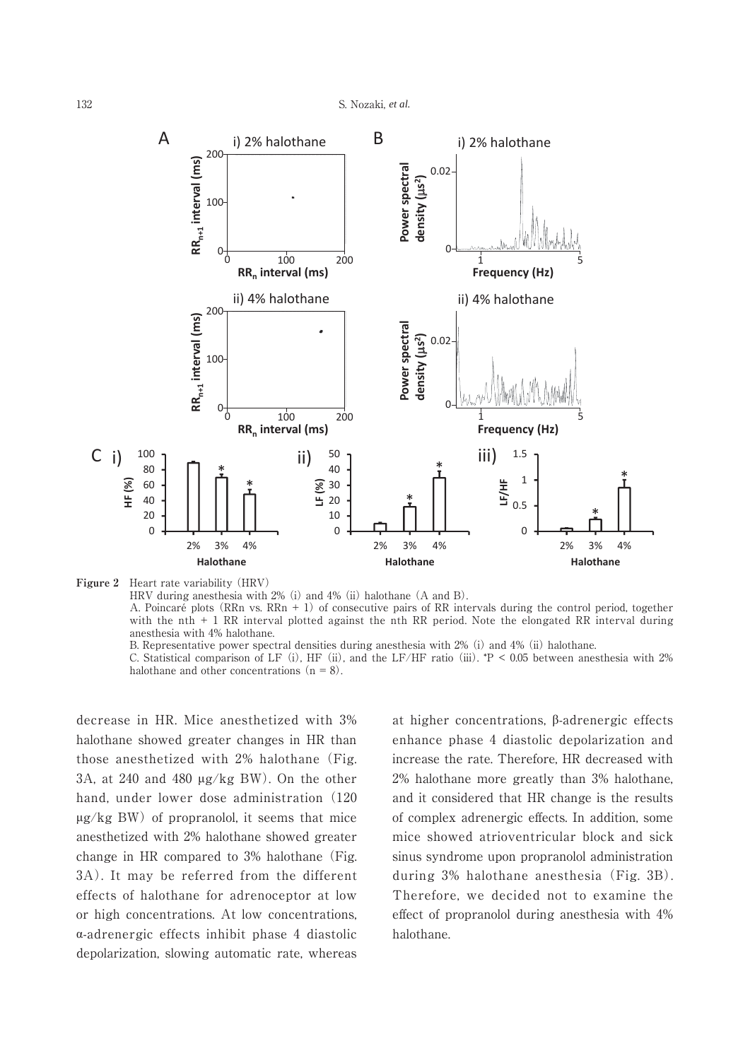**Figure 2** Heart rate variability (HRV)

HRV during anesthesia with 2% (i) and 4% (ii) halothane (A and B).

A. Poincaré plots (RRn vs. RRn + 1) of consecutive pairs of RR intervals during the control period, together with the nth + 1 RR interval plotted against the nth RR period. Note the elongated RR interval during anesthesia with 4% halothane.

B. Representative power spectral densities during anesthesia with 2% (i) and 4% (ii) halothane.

C. Statistical comparison of LF (i), HF (ii), and the LF/HF ratio (iii). *P < 0.05 between anesthesia with 2% halothane and other concentrations (n = 8).

decrease in HR. Mice anesthetized with 3% halothane showed greater changes in HR than those anesthetized with 2% halothane (Fig. 3A, at 240 and 480 μg/kg BW). On the other hand, under lower dose administration (120 μg/kg BW) of propranolol, it seems that mice anesthetized with 2% halothane showed greater change in HR compared to 3% halothane (Fig. 3A). It may be referred from the different effects of halothane for adrenoceptor at low or high concentrations. At low concentrations, α-adrenergic effects inhibit phase 4 diastolic depolarization, slowing automatic rate, whereas at higher concentrations, β-adrenergic effects enhance phase 4 diastolic depolarization and increase the rate. Therefore, HR decreased with 2% halothane more greatly than 3% halothane, and it considered that HR change is the results of complex adrenergic effects. In addition, some mice showed atrioventricular block and sick sinus syndrome upon propranolol administration during 3% halothane anesthesia (Fig. 3B). Therefore, we decided not to examine the effect of propranolol during anesthesia with 4% halothane.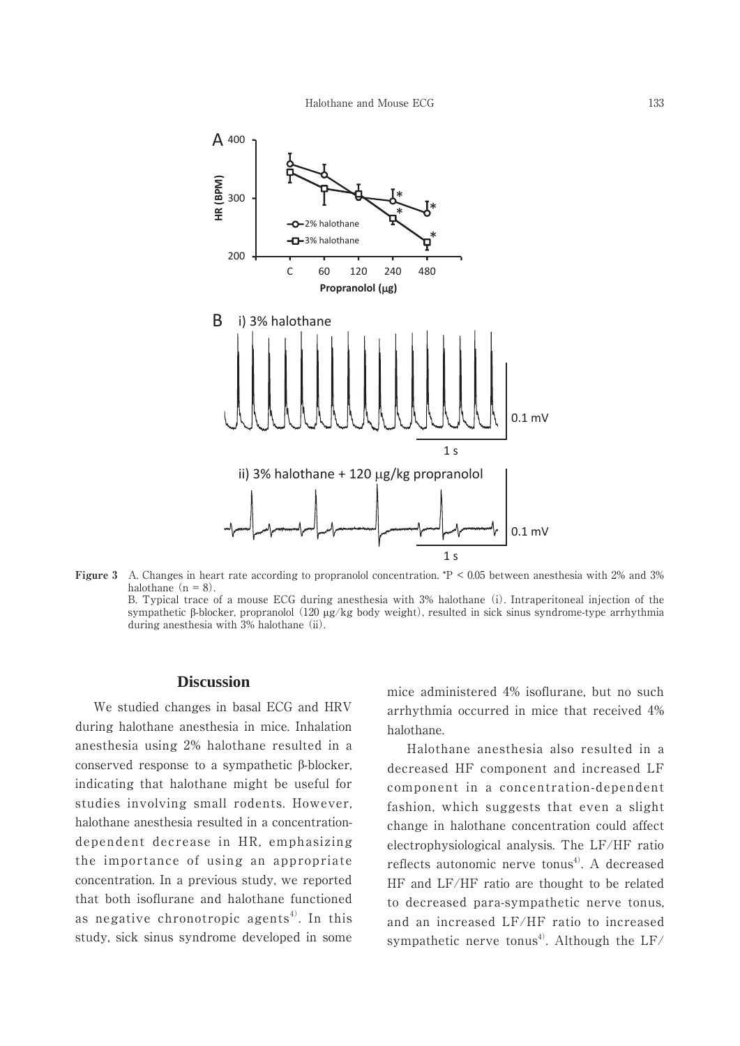**Figure 3** A. Changes in heart rate according to propranolol concentration. *P < 0.05 between anesthesia with 2% and 3% halothane (n = 8).
B. Typical trace of a mouse ECG during anesthesia with 3% halothane (i). Intraperitoneal injection of the sympathetic β-blocker, propranolol (120 μg/kg body weight), resulted in sick sinus syndrome-type arrhythmia during anesthesia with 3% halothane (ii).

## Discussion

We studied changes in basal ECG and HRV during halothane anesthesia in mice. Inhalation anesthesia using 2% halothane resulted in a conserved response to a sympathetic β-blocker, indicating that halothane might be useful for studies involving small rodents. However, halothane anesthesia resulted in a concentration-dependent decrease in HR, emphasizing the importance of using an appropriate concentration. In a previous study, we reported that both isoflurane and halothane functioned as negative chronotropic agents[4]. In this study, sick sinus syndrome developed in some mice administered 4% isoflurane, but no such arrhythmia occurred in mice that received 4% halothane.

Halothane anesthesia also resulted in a decreased HF component and increased LF component in a concentration-dependent fashion, which suggests that even a slight change in halothane concentration could affect electrophysiological analysis. The LF/HF ratio reflects autonomic nerve tonus[4]. A decreased HF and LF/HF ratio are thought to be related to decreased para-sympathetic nerve tonus, and an increased LF/HF ratio to increased sympathetic nerve tonus[4]. Although the LF/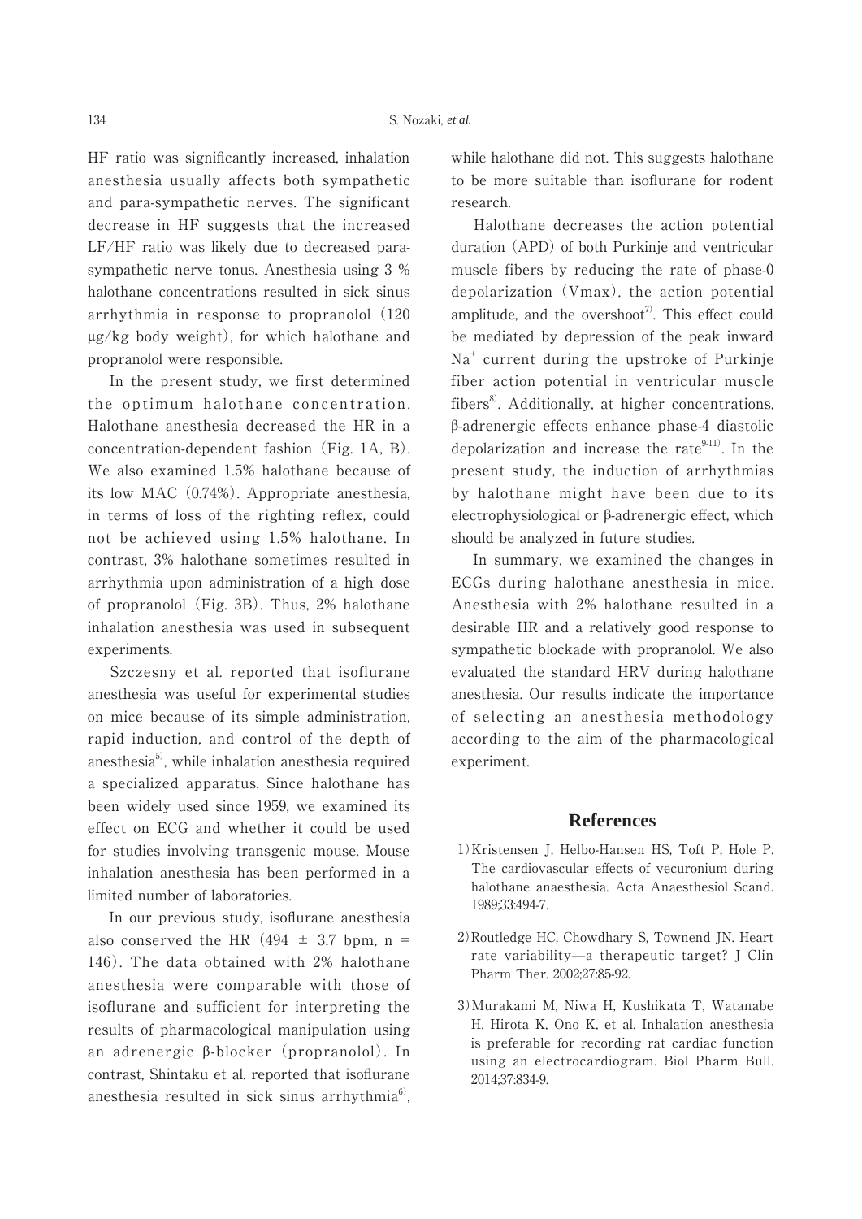HF ratio was significantly increased, inhalation anesthesia usually affects both sympathetic and para-sympathetic nerves. The significant decrease in HF suggests that the increased LF/HF ratio was likely due to decreased para-sympathetic nerve tonus. Anesthesia using 3 % halothane concentrations resulted in sick sinus arrhythmia in response to propranolol (120 μg/kg body weight), for which halothane and propranolol were responsible.

In the present study, we first determined the optimum halothane concentration. Halothane anesthesia decreased the HR in a concentration-dependent fashion (Fig. 1A, B). We also examined 1.5% halothane because of its low MAC (0.74%). Appropriate anesthesia, in terms of loss of the righting reflex, could not be achieved using 1.5% halothane. In contrast, 3% halothane sometimes resulted in arrhythmia upon administration of a high dose of propranolol (Fig. 3B). Thus, 2% halothane inhalation anesthesia was used in subsequent experiments.

Szczesny et al. reported that isoflurane anesthesia was useful for experimental studies on mice because of its simple administration, rapid induction, and control of the depth of anesthesia[5], while inhalation anesthesia required a specialized apparatus. Since halothane has been widely used since 1959, we examined its effect on ECG and whether it could be used for studies involving transgenic mouse. Mouse inhalation anesthesia has been performed in a limited number of laboratories.

In our previous study, isoflurane anesthesia also conserved the HR ($494 \pm 3.7$ bpm, $n = 146$). The data obtained with 2% halothane anesthesia were comparable with those of isoflurane and sufficient for interpreting the results of pharmacological manipulation using an adrenergic β-blocker (propranolol). In contrast, Shintaku et al. reported that isoflurane anesthesia resulted in sick sinus arrhythmia[6], while halothane did not. This suggests halothane to be more suitable than isoflurane for rodent research.

Halothane decreases the action potential duration (APD) of both Purkinje and ventricular muscle fibers by reducing the rate of phase-0 depolarization (Vmax), the action potential amplitude, and the overshoot[7]. This effect could be mediated by depression of the peak inward $Na^+$ current during the upstroke of Purkinje fiber action potential in ventricular muscle fibers[8]. Additionally, at higher concentrations, β-adrenergic effects enhance phase-4 diastolic depolarization and increase the rate[9-11]. In the present study, the induction of arrhythmias by halothane might have been due to its electrophysiological or β-adrenergic effect, which should be analyzed in future studies.

In summary, we examined the changes in ECGs during halothane anesthesia in mice. Anesthesia with 2% halothane resulted in a desirable HR and a relatively good response to sympathetic blockade with propranolol. We also evaluated the standard HRV during halothane anesthesia. Our results indicate the importance of selecting an anesthesia methodology according to the aim of the pharmacological experiment.

## References

1) Kristensen J, Helbo-Hansen HS, Toft P, Hole P. The cardiovascular effects of vecuronium during halothane anaesthesia. Acta Anaesthesiol Scand. 1989;33:494-7.

2) Routledge HC, Chowdhary S, Townend JN. Heart rate variability—a therapeutic target? J Clin Pharm Ther. 2002;27:85-92.

3) Murakami M, Niwa H, Kushikata T, Watanabe H, Hirota K, Ono K, et al. Inhalation anesthesia is preferable for recording rat cardiac function using an electrocardiogram. Biol Pharm Bull. 2014;37:834-9.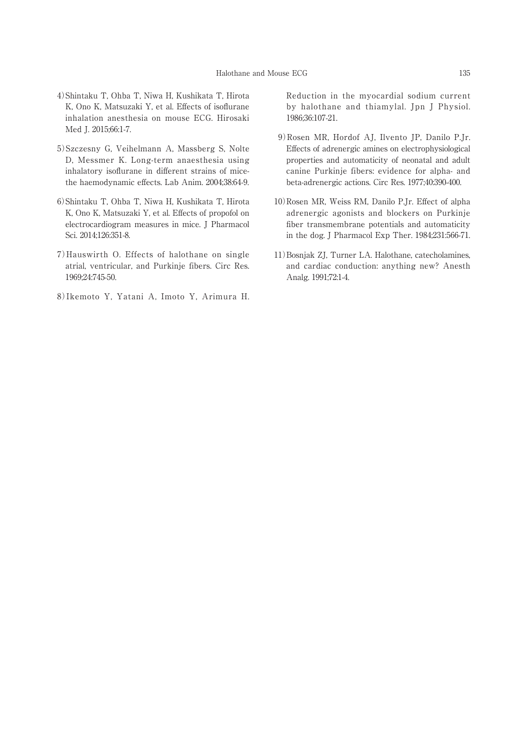4) Shintaku T, Ohba T, Niwa H, Kushikata T, Hirota K, Ono K, Matsuzaki Y, et al. Effects of isoflurane inhalation anesthesia on mouse ECG. Hirosaki Med J. 2015;66:1-7.

5) Szczesny G, Veihelmann A, Massberg S, Nolte D, Messmer K. Long-term anaesthesia using inhalatory isoflurane in different strains of mice-the haemodynamic effects. Lab Anim. 2004;38:64-9.

6) Shintaku T, Ohba T, Niwa H, Kushikata T, Hirota K, Ono K, Matsuzaki Y, et al. Effects of propofol on electrocardiogram measures in mice. J Pharmacol Sci. 2014;126:351-8.

7) Hauswirth O. Effects of halothane on single atrial, ventricular, and Purkinje fibers. Circ Res. 1969;24:745-50.

8) Ikemoto Y, Yatani A, Imoto Y, Arimura H. Reduction in the myocardial sodium current by halothane and thiamylal. Jpn J Physiol. 1986;36:107-21.

9) Rosen MR, Hordof AJ, Ilvento JP, Danilo P.Jr. Effects of adrenergic amines on electrophysiological properties and automaticity of neonatal and adult canine Purkinje fibers: evidence for alpha- and beta-adrenergic actions. Circ Res. 1977;40:390-400.

10) Rosen MR, Weiss RM, Danilo P.Jr. Effect of alpha adrenergic agonists and blockers on Purkinje fiber transmembrane potentials and automaticity in the dog. J Pharmacol Exp Ther. 1984;231:566-71.

11) Bosnjak ZJ, Turner LA. Halothane, catecholamines, and cardiac conduction: anything new? Anesth Analg. 1991;72:1-4.